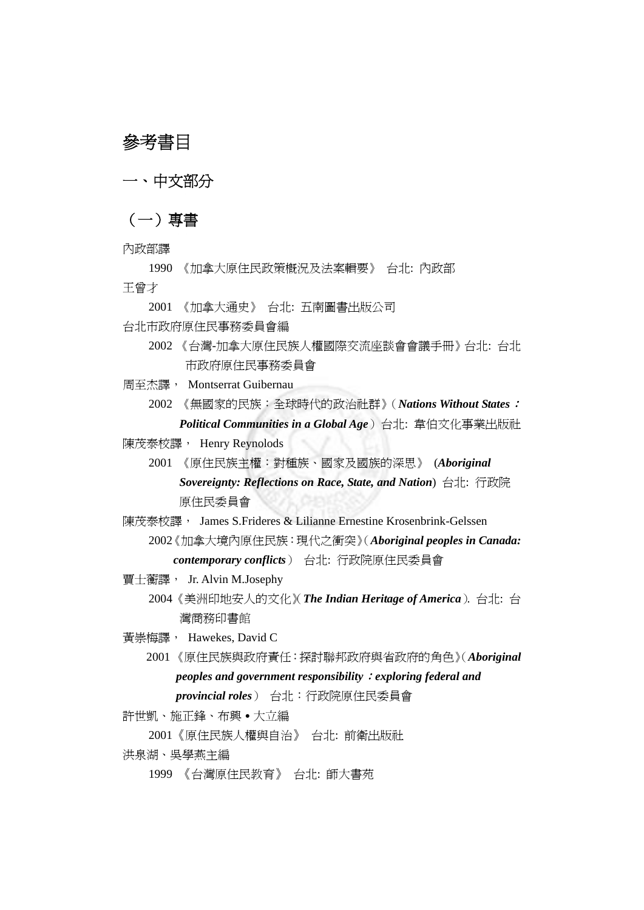# 參考書目

## 一、中文部分

### （一）專書

內政部譯

1990 《加拿大原住民政策概況及法案輯要》 台北: 內政部

王曾才

2001 《加拿大通史》 台北: 五南圖書出版公司

台北市政府原住民事務委員會編

2002 《台灣-加拿大原住民族人權國際交流座談會會議手冊》台北: 台北市政府原住民事務委員會

周至杰譯， Montserrat Guibernau

2002 《無國家的民族：全球時代的政治社群》（***Nations Without States：Political Communities in a Global Age***）台北: 韋伯文化事業出版社

陳茂泰校譯， Henry Reynolods

2001 《原住民族主權：對種族、國家及國族的深思》 (***Aboriginal Sovereignty: Reflections on Race, State, and Nation***) 台北: 行政院原住民委員會

陳茂泰校譯， James S.Frideres & Lilianne Ernestine Krosenbrink-Gelssen

2002《加拿大境內原住民族：現代之衝突》（***Aboriginal peoples in Canada: contemporary conflicts***） 台北: 行政院原住民委員會

賈士蘅譯， Jr. Alvin M.Josephy

2004《美洲印地安人的文化》(***The Indian Heritage of America***). 台北: 台灣商務印書館

黃崇梅譯， Hawekes, David C

2001 《原住民族與政府責任：探討聯邦政府與省政府的角色》（***Aboriginal peoples and government responsibility：exploring federal and provincial roles***） 台北：行政院原住民委員會

許世凱、施正鋒、布興 • 大立編

2001《原住民族人權與自治》 台北: 前衛出版社

洪泉湖、吳學燕主編

1999 《台灣原住民教育》 台北: 師大書苑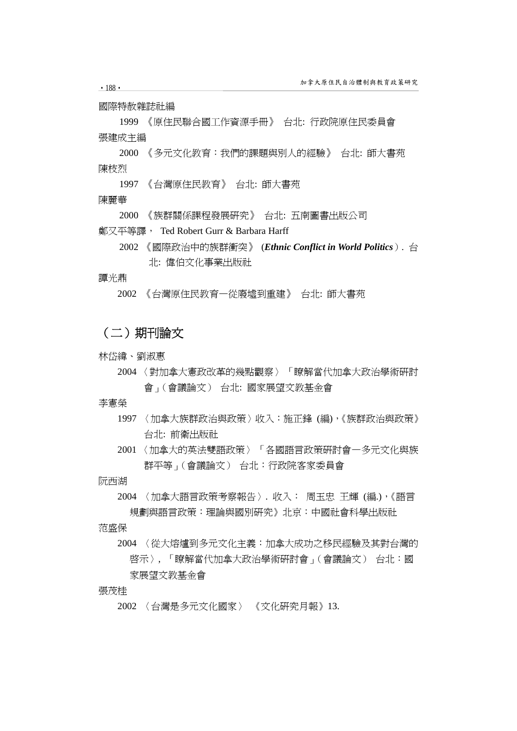國際特赦雜誌社編

1999 《原住民聯合國工作資源手冊》 台北: 行政院原住民委員會

張建成主編

2000 《多元文化教育：我們的課題與別人的經驗》 台北: 師大書苑

陳枝烈

1997 《台灣原住民教育》 台北: 師大書苑

陳麗華

2000 《族群關係課程發展研究》 台北: 五南圖書出版公司

鄭又平等譯， Ted Robert Gurr & Barbara Harff

2002 《國際政治中的族群衝突》 (***Ethnic Conflict in World Politics***）. 台北: 偉伯文化事業出版社

譚光鼎

2002 《台灣原住民教育一從廢墟到重建》 台北: 師大書苑

## （二）期刊論文

林岱緯、劉淑惠

2004 〈對加拿大憲政改革的幾點觀察〉「瞭解當代加拿大政治學術研討會」（會議論文） 台北: 國家展望文教基金會

李憲榮

1997 〈加拿大族群政治與政策〉收入：施正鋒 (編),《族群政治與政策》 台北: 前衛出版社

2001 〈加拿大的英法雙語政策〉「各國語言政策研討會一多元文化與族群平等」（會議論文） 台北：行政院客家委員會

阮西湖

2004 〈加拿大語言政策考察報告〉. 收入： 周玉忠 王輝 (編.),《語言規劃與語言政策：理論與國別研究》北京：中國社會科學出版社

范盛保

2004 〈從大熔爐到多元文化主義：加拿大成功之移民經驗及其對台灣的啟示〉, 「瞭解當代加拿大政治學術研討會」（會議論文） 台北：國家展望文教基金會

張茂桂

2002 〈台灣是多元文化國家〉 《文化研究月報》13.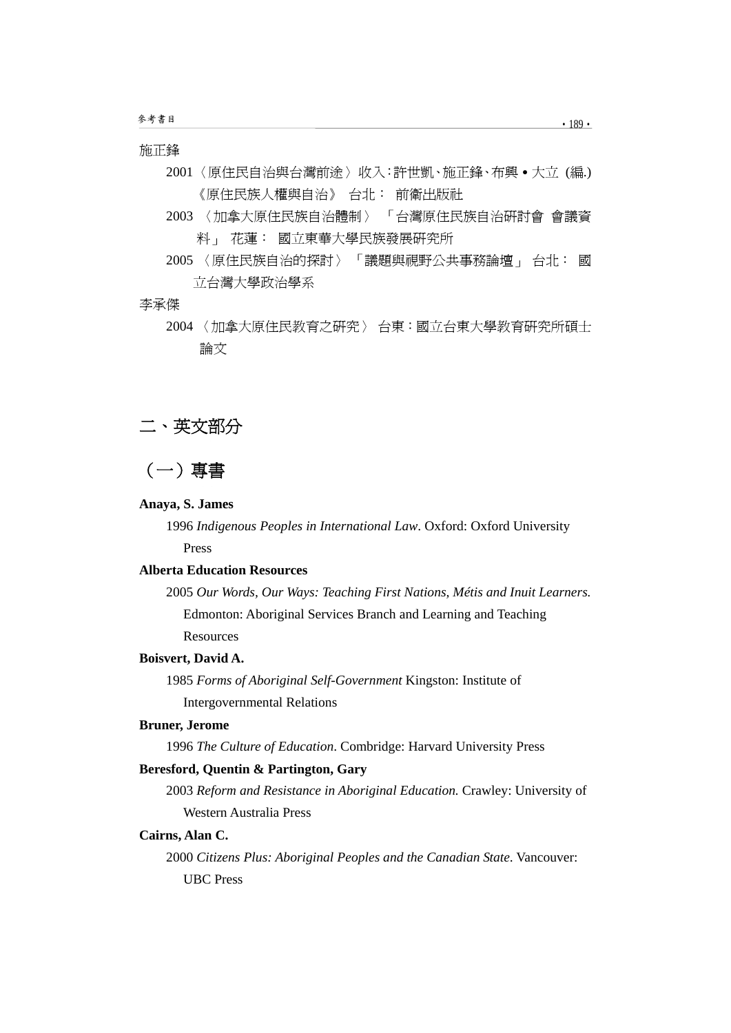施正鋒

2001〈原住民自治與台灣前途〉收入:許世凱、施正鋒、布興 • 大立 (編.)《原住民族人權與自治》 台北： 前衛出版社

2003 〈加拿大原住民族自治體制〉 「台灣原住民族自治研討會 會議資料」 花蓮： 國立東華大學民族發展研究所

2005 〈原住民族自治的探討〉 「議題與視野公共事務論壇」 台北： 國立台灣大學政治學系

李承傑

2004 〈加拿大原住民教育之研究〉 台東:國立台東大學教育研究所碩士論文

## 二、英文部分

### （一）專書

**Anaya, S. James**

1996 *Indigenous Peoples in International Law*. Oxford: Oxford University Press

**Alberta Education Resources**

2005 *Our Words, Our Ways: Teaching First Nations, Métis and Inuit Learners.* Edmonton: Aboriginal Services Branch and Learning and Teaching Resources

**Boisvert, David A.**

1985 *Forms of Aboriginal Self-Government* Kingston: Institute of Intergovernmental Relations

**Bruner, Jerome**

1996 *The Culture of Education*. Combridge: Harvard University Press

**Beresford, Quentin & Partington, Gary**

2003 *Reform and Resistance in Aboriginal Education.* Crawley: University of Western Australia Press

**Cairns, Alan C.**

2000 *Citizens Plus: Aboriginal Peoples and the Canadian State*. Vancouver: UBC Press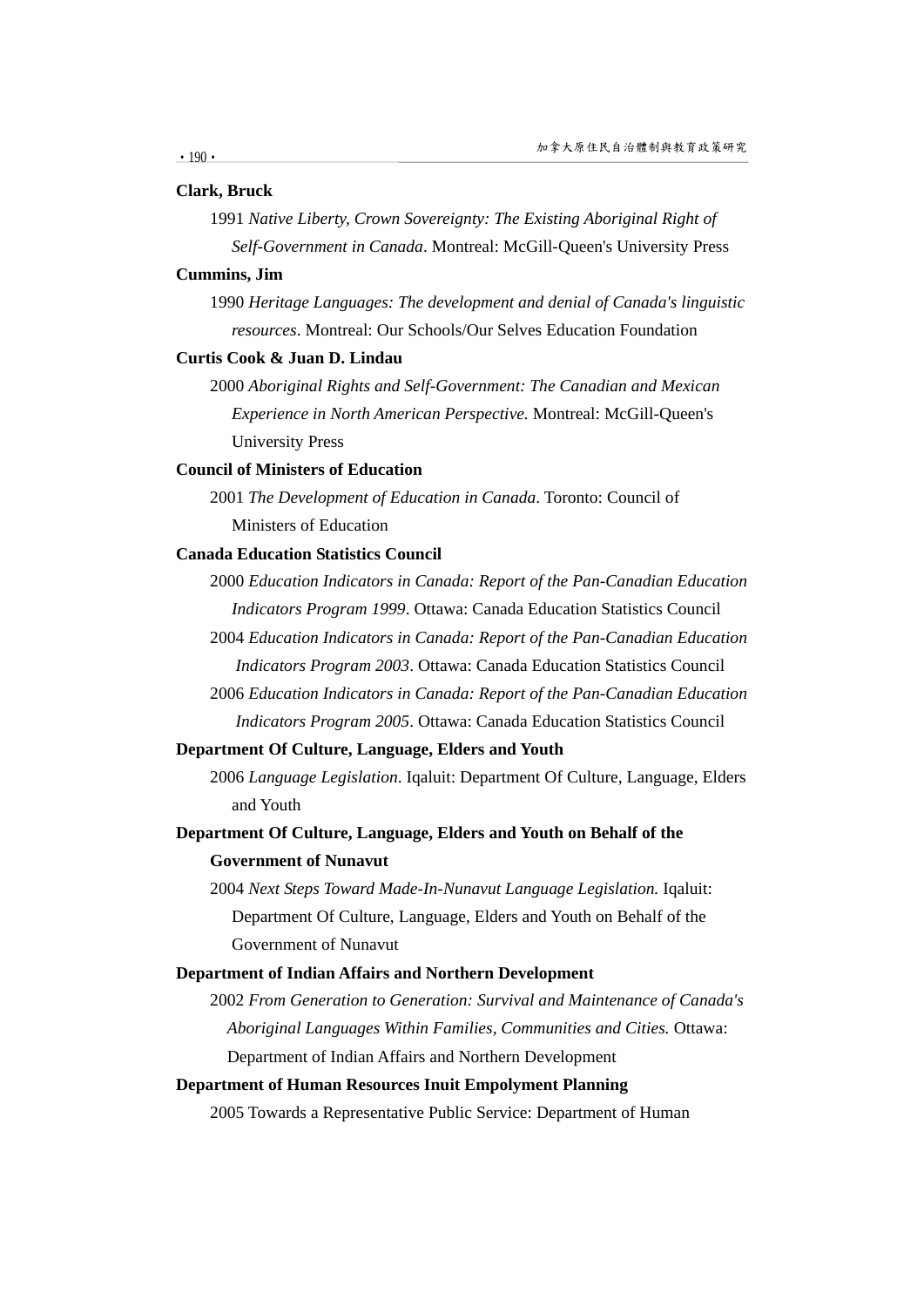**Clark, Bruck**

1991 *Native Liberty, Crown Sovereignty: The Existing Aboriginal Right of Self-Government in Canada*. Montreal: McGill-Queen's University Press

**Cummins, Jim**

1990 *Heritage Languages: The development and denial of Canada's linguistic resources*. Montreal: Our Schools/Our Selves Education Foundation

**Curtis Cook & Juan D. Lindau**

2000 *Aboriginal Rights and Self-Government: The Canadian and Mexican Experience in North American Perspective.* Montreal: McGill-Queen's University Press

**Council of Ministers of Education**

2001 *The Development of Education in Canada*. Toronto: Council of Ministers of Education

**Canada Education Statistics Council**

2000 *Education Indicators in Canada: Report of the Pan-Canadian Education Indicators Program 1999*. Ottawa: Canada Education Statistics Council

2004 *Education Indicators in Canada: Report of the Pan-Canadian Education Indicators Program 2003*. Ottawa: Canada Education Statistics Council

2006 *Education Indicators in Canada: Report of the Pan-Canadian Education Indicators Program 2005*. Ottawa: Canada Education Statistics Council

**Department Of Culture, Language, Elders and Youth**

2006 *Language Legislation*. Iqaluit: Department Of Culture, Language, Elders and Youth

**Department Of Culture, Language, Elders and Youth on Behalf of the Government of Nunavut**

2004 *Next Steps Toward Made-In-Nunavut Language Legislation.* Iqaluit: Department Of Culture, Language, Elders and Youth on Behalf of the Government of Nunavut

**Department of Indian Affairs and Northern Development**

2002 *From Generation to Generation: Survival and Maintenance of Canada's Aboriginal Languages Within Families, Communities and Cities.* Ottawa: Department of Indian Affairs and Northern Development

**Department of Human Resources Inuit Empolyment Planning**

2005 Towards a Representative Public Service: Department of Human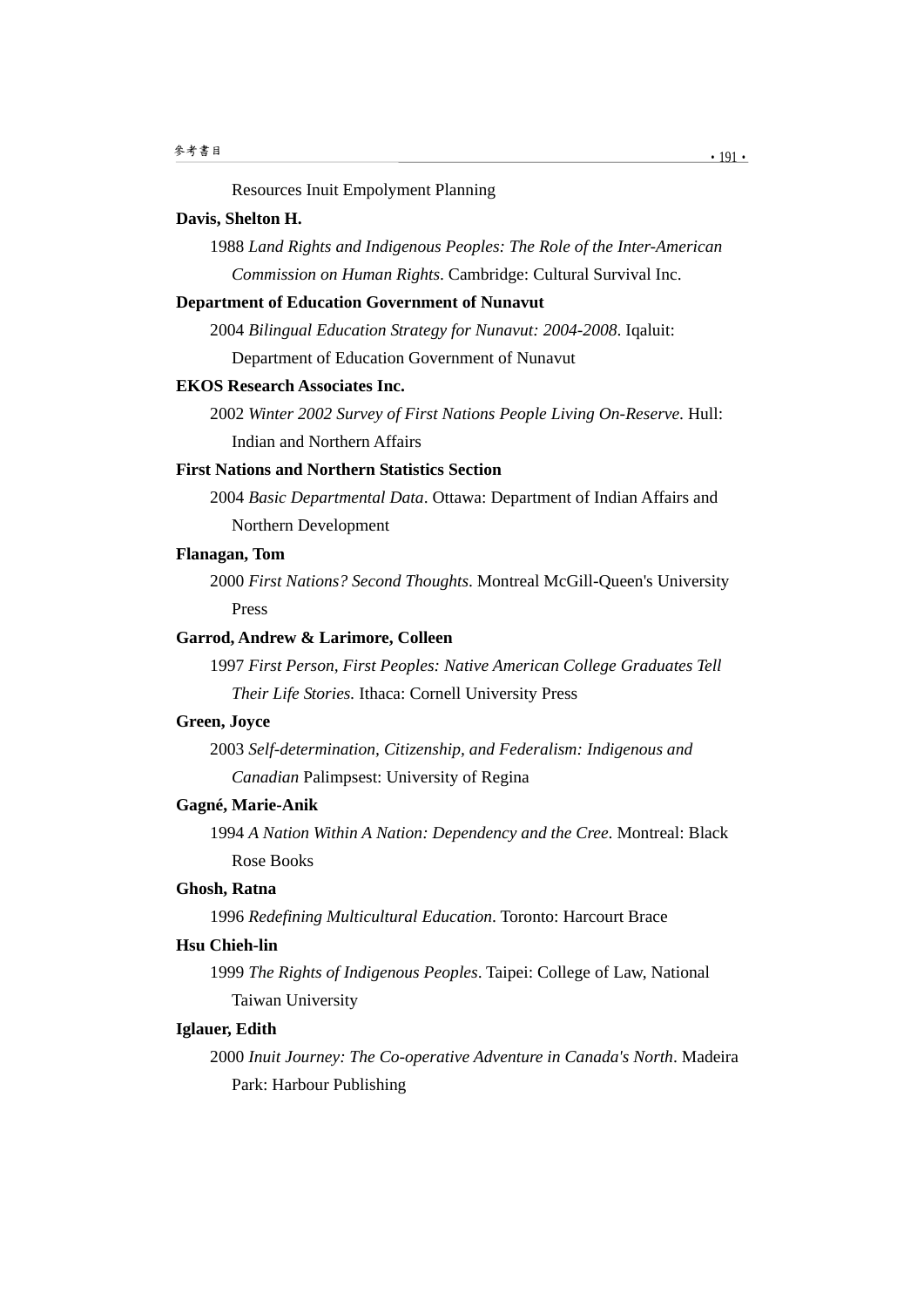Resources Inuit Empolyment Planning

**Davis, Shelton H.**

1988 *Land Rights and Indigenous Peoples: The Role of the Inter-American Commission on Human Rights*. Cambridge: Cultural Survival Inc.

**Department of Education Government of Nunavut**

2004 *Bilingual Education Strategy for Nunavut: 2004-2008*. Iqaluit: Department of Education Government of Nunavut

**EKOS Research Associates Inc.**

2002 *Winter 2002 Survey of First Nations People Living On-Reserve*. Hull: Indian and Northern Affairs

**First Nations and Northern Statistics Section**

2004 *Basic Departmental Data*. Ottawa: Department of Indian Affairs and Northern Development

**Flanagan, Tom**

2000 *First Nations? Second Thoughts*. Montreal McGill-Queen's University Press

**Garrod, Andrew & Larimore, Colleen**

1997 *First Person, First Peoples: Native American College Graduates Tell Their Life Stories.* Ithaca: Cornell University Press

**Green, Joyce**

2003 *Self-determination, Citizenship, and Federalism: Indigenous and Canadian* Palimpsest: University of Regina

**Gagné, Marie-Anik**

1994 *A Nation Within A Nation: Dependency and the Cree*. Montreal: Black Rose Books

**Ghosh, Ratna**

1996 *Redefining Multicultural Education*. Toronto: Harcourt Brace

**Hsu Chieh-lin**

1999 *The Rights of Indigenous Peoples*. Taipei: College of Law, National Taiwan University

**Iglauer, Edith**

2000 *Inuit Journey: The Co-operative Adventure in Canada's North*. Madeira Park: Harbour Publishing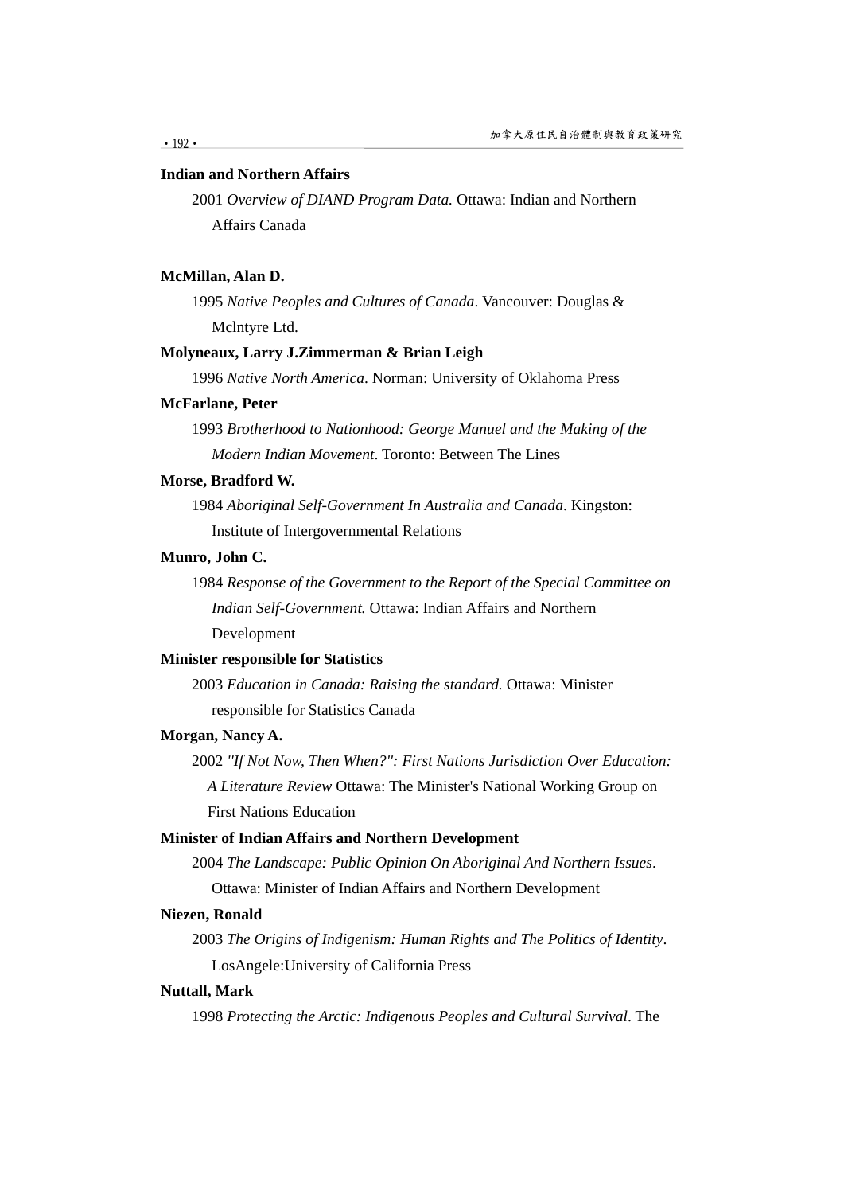**Indian and Northern Affairs**

2001 *Overview of DIAND Program Data.* Ottawa: Indian and Northern Affairs Canada

**McMillan, Alan D.**

1995 *Native Peoples and Cultures of Canada*. Vancouver: Douglas & Mclntyre Ltd.

**Molyneaux, Larry J.Zimmerman & Brian Leigh**

1996 *Native North America*. Norman: University of Oklahoma Press

**McFarlane, Peter**

1993 *Brotherhood to Nationhood: George Manuel and the Making of the Modern Indian Movement*. Toronto: Between The Lines

**Morse, Bradford W.**

1984 *Aboriginal Self-Government In Australia and Canada*. Kingston: Institute of Intergovernmental Relations

**Munro, John C.**

1984 *Response of the Government to the Report of the Special Committee on Indian Self-Government.* Ottawa: Indian Affairs and Northern Development

**Minister responsible for Statistics**

2003 *Education in Canada: Raising the standard.* Ottawa: Minister responsible for Statistics Canada

**Morgan, Nancy A.**

2002 *"If Not Now, Then When?": First Nations Jurisdiction Over Education: A Literature Review* Ottawa: The Minister's National Working Group on First Nations Education

**Minister of Indian Affairs and Northern Development**

2004 *The Landscape: Public Opinion On Aboriginal And Northern Issues*. Ottawa: Minister of Indian Affairs and Northern Development

**Niezen, Ronald**

2003 *The Origins of Indigenism: Human Rights and The Politics of Identity*. LosAngele:University of California Press

**Nuttall, Mark**

1998 *Protecting the Arctic: Indigenous Peoples and Cultural Survival*. The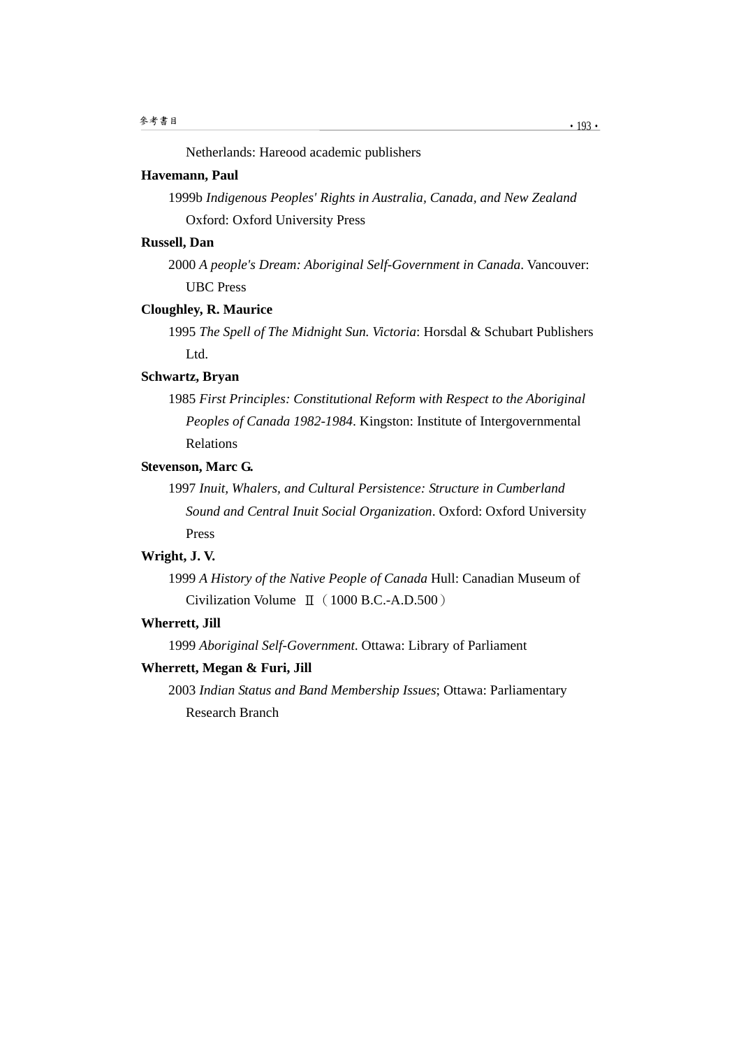Netherlands: Hareood academic publishers

**Havemann, Paul**

1999b *Indigenous Peoples' Rights in Australia, Canada, and New Zealand* Oxford: Oxford University Press

**Russell, Dan**

2000 *A people's Dream: Aboriginal Self-Government in Canada*. Vancouver: UBC Press

**Cloughley, R. Maurice**

1995 *The Spell of The Midnight Sun. Victoria*: Horsdal & Schubart Publishers Ltd.

**Schwartz, Bryan**

1985 *First Principles: Constitutional Reform with Respect to the Aboriginal Peoples of Canada 1982-1984*. Kingston: Institute of Intergovernmental Relations

**Stevenson, Marc G.**

1997 *Inuit, Whalers, and Cultural Persistence: Structure in Cumberland Sound and Central Inuit Social Organization*. Oxford: Oxford University Press

**Wright, J. V.**

1999 *A History of the Native People of Canada* Hull: Canadian Museum of Civilization Volume Ⅱ（1000 B.C.-A.D.500）

**Wherrett, Jill**

1999 *Aboriginal Self-Government*. Ottawa: Library of Parliament

**Wherrett, Megan & Furi, Jill**

2003 *Indian Status and Band Membership Issues*; Ottawa: Parliamentary Research Branch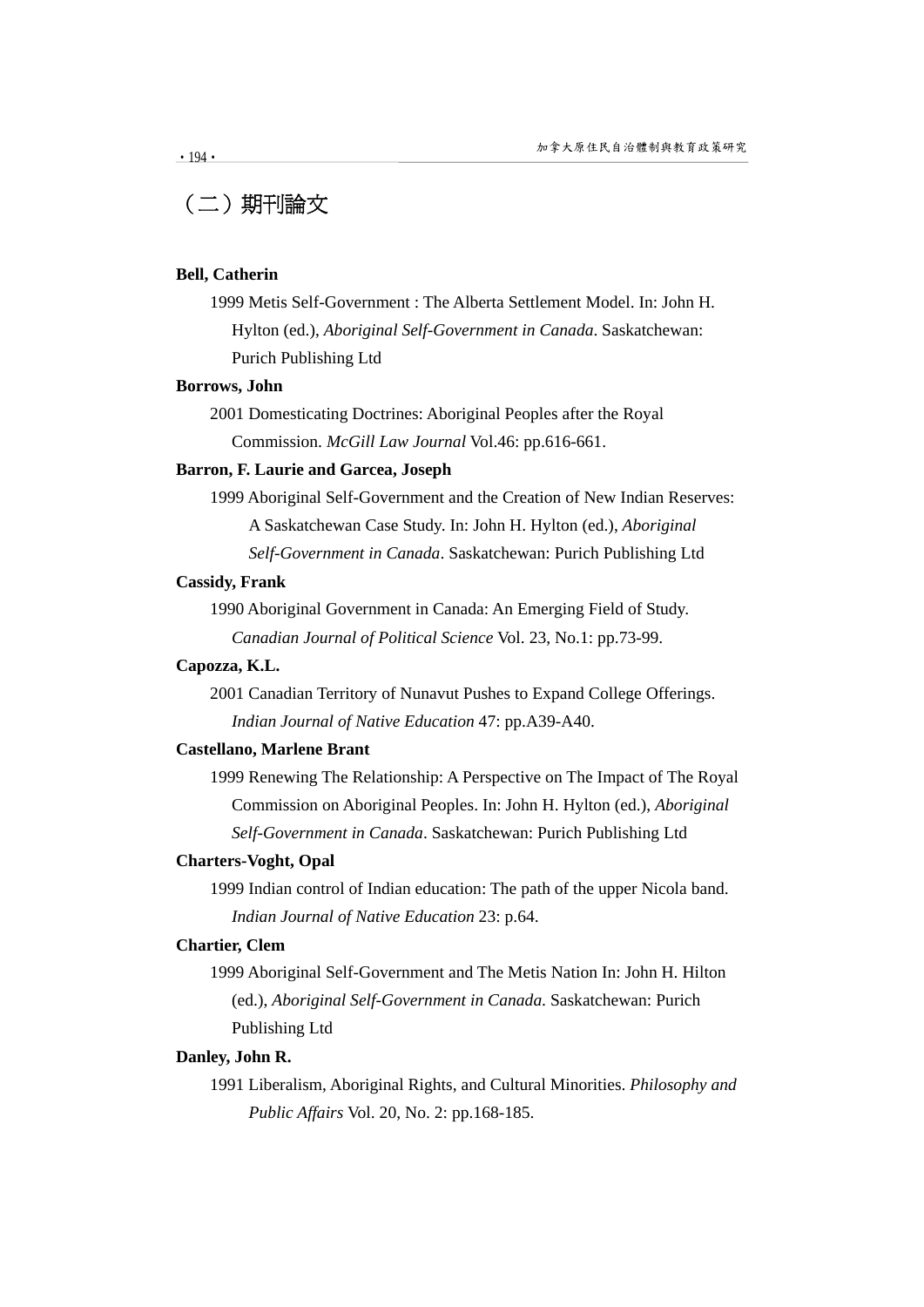## （二）期刊論文

**Bell, Catherin**

1999 Metis Self-Government : The Alberta Settlement Model. In: John H. Hylton (ed.), *Aboriginal Self-Government in Canada*. Saskatchewan: Purich Publishing Ltd

**Borrows, John**

2001 Domesticating Doctrines: Aboriginal Peoples after the Royal Commission. *McGill Law Journal* Vol.46: pp.616-661.

**Barron, F. Laurie and Garcea, Joseph**

1999 Aboriginal Self-Government and the Creation of New Indian Reserves: A Saskatchewan Case Study. In: John H. Hylton (ed.), *Aboriginal Self-Government in Canada*. Saskatchewan: Purich Publishing Ltd

**Cassidy, Frank**

1990 Aboriginal Government in Canada: An Emerging Field of Study. *Canadian Journal of Political Science* Vol. 23, No.1: pp.73-99.

**Capozza, K.L.**

2001 Canadian Territory of Nunavut Pushes to Expand College Offerings. *Indian Journal of Native Education* 47: pp.A39-A40.

**Castellano, Marlene Brant**

1999 Renewing The Relationship: A Perspective on The Impact of The Royal Commission on Aboriginal Peoples. In: John H. Hylton (ed.), *Aboriginal Self-Government in Canada*. Saskatchewan: Purich Publishing Ltd

**Charters-Voght, Opal**

1999 Indian control of Indian education: The path of the upper Nicola band. *Indian Journal of Native Education* 23: p.64.

**Chartier, Clem**

1999 Aboriginal Self-Government and The Metis Nation In: John H. Hilton (ed.), *Aboriginal Self-Government in Canada.* Saskatchewan: Purich Publishing Ltd

**Danley, John R.**

1991 Liberalism, Aboriginal Rights, and Cultural Minorities. *Philosophy and Public Affairs* Vol. 20, No. 2: pp.168-185.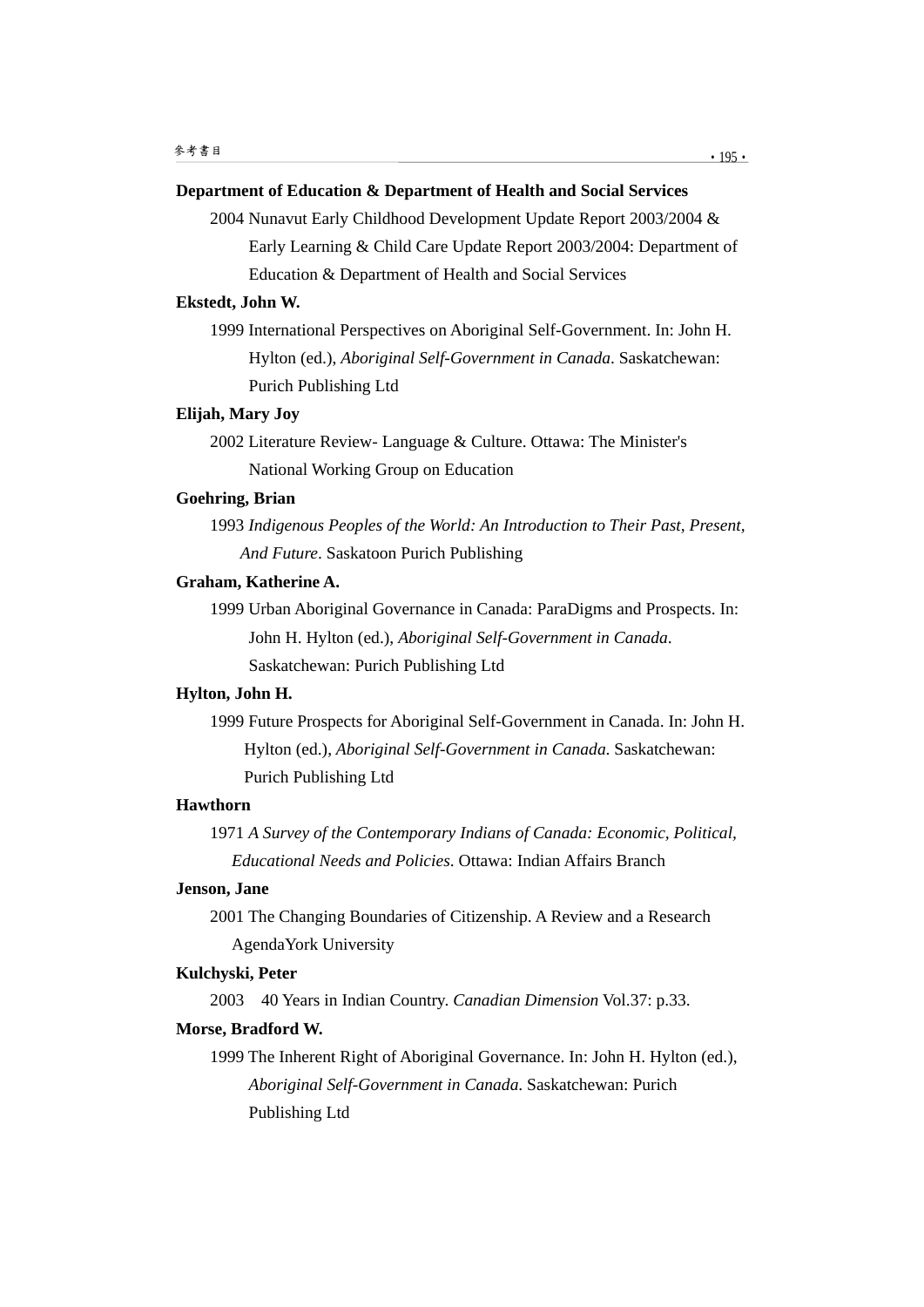**Department of Education & Department of Health and Social Services**

2004 Nunavut Early Childhood Development Update Report 2003/2004 & Early Learning & Child Care Update Report 2003/2004: Department of Education & Department of Health and Social Services

**Ekstedt, John W.**

1999 International Perspectives on Aboriginal Self-Government. In: John H. Hylton (ed.), *Aboriginal Self-Government in Canada*. Saskatchewan: Purich Publishing Ltd

**Elijah, Mary Joy**

2002 Literature Review- Language & Culture. Ottawa: The Minister's National Working Group on Education

**Goehring, Brian**

1993 *Indigenous Peoples of the World: An Introduction to Their Past, Present, And Future*. Saskatoon Purich Publishing

**Graham, Katherine A.**

1999 Urban Aboriginal Governance in Canada: ParaDigms and Prospects. In: John H. Hylton (ed.), *Aboriginal Self-Government in Canada*. Saskatchewan: Purich Publishing Ltd

**Hylton, John H.**

1999 Future Prospects for Aboriginal Self-Government in Canada. In: John H. Hylton (ed.), *Aboriginal Self-Government in Canada*. Saskatchewan: Purich Publishing Ltd

**Hawthorn**

1971 *A Survey of the Contemporary Indians of Canada: Economic, Political, Educational Needs and Policies*. Ottawa: Indian Affairs Branch

**Jenson, Jane**

2001 The Changing Boundaries of Citizenship. A Review and a Research AgendaYork University

**Kulchyski, Peter**

2003 40 Years in Indian Country. *Canadian Dimension* Vol.37: p.33.

**Morse, Bradford W.**

1999 The Inherent Right of Aboriginal Governance. In: John H. Hylton (ed.), *Aboriginal Self-Government in Canada*. Saskatchewan: Purich Publishing Ltd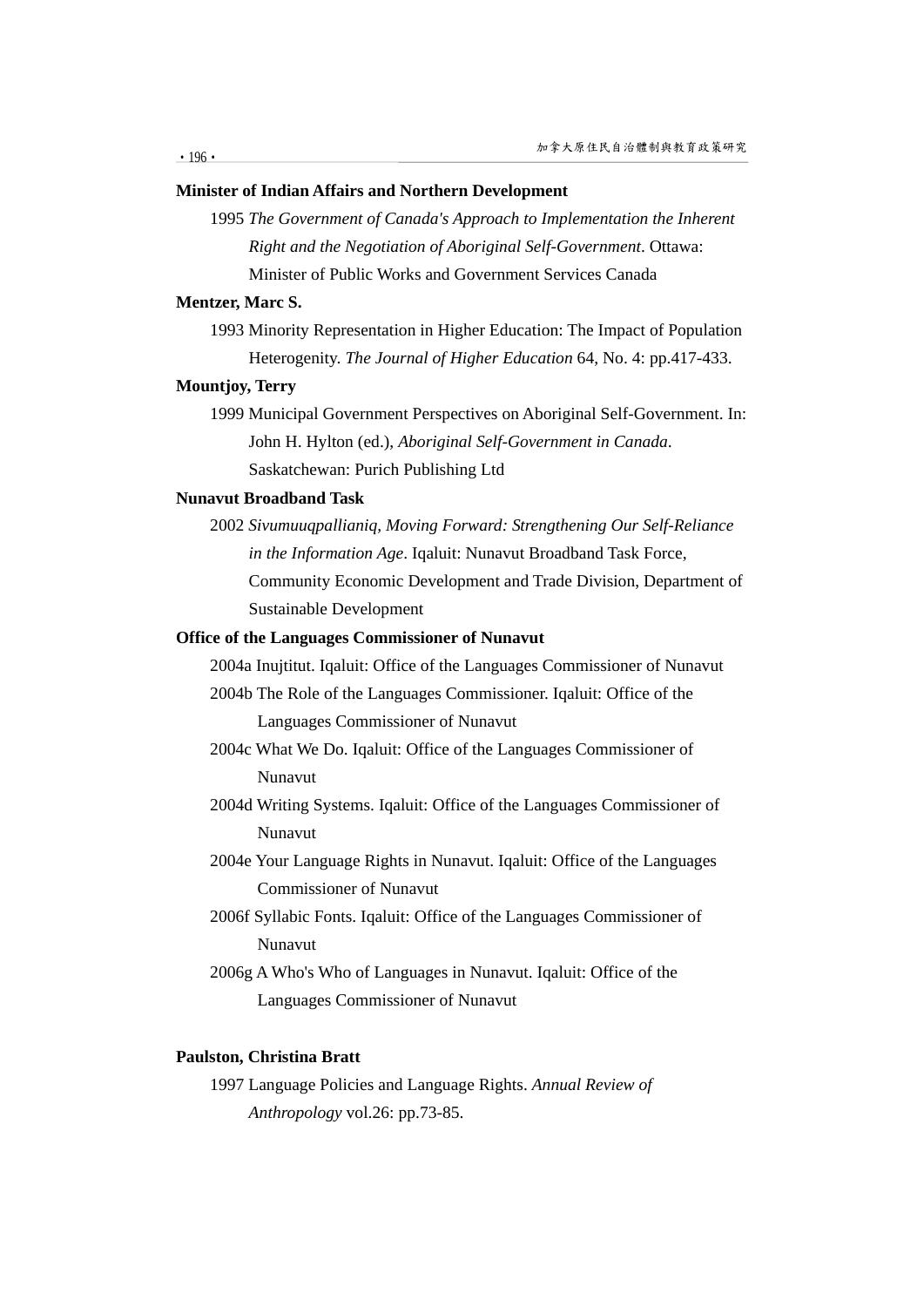**Minister of Indian Affairs and Northern Development**

1995 *The Government of Canada's Approach to Implementation the Inherent Right and the Negotiation of Aboriginal Self-Government*. Ottawa: Minister of Public Works and Government Services Canada

**Mentzer, Marc S.**

1993 Minority Representation in Higher Education: The Impact of Population Heterogenity. *The Journal of Higher Education* 64, No. 4: pp.417-433.

**Mountjoy, Terry**

1999 Municipal Government Perspectives on Aboriginal Self-Government. In: John H. Hylton (ed.), *Aboriginal Self-Government in Canada*. Saskatchewan: Purich Publishing Ltd

**Nunavut Broadband Task**

2002 *Sivumuuqpallianiq, Moving Forward: Strengthening Our Self-Reliance in the Information Age*. Iqaluit: Nunavut Broadband Task Force, Community Economic Development and Trade Division, Department of Sustainable Development

**Office of the Languages Commissioner of Nunavut**

2004a Inujtitut. Iqaluit: Office of the Languages Commissioner of Nunavut

2004b The Role of the Languages Commissioner. Iqaluit: Office of the Languages Commissioner of Nunavut

2004c What We Do. Iqaluit: Office of the Languages Commissioner of Nunavut

2004d Writing Systems. Iqaluit: Office of the Languages Commissioner of Nunavut

2004e Your Language Rights in Nunavut. Iqaluit: Office of the Languages Commissioner of Nunavut

2006f Syllabic Fonts. Iqaluit: Office of the Languages Commissioner of Nunavut

2006g A Who's Who of Languages in Nunavut. Iqaluit: Office of the Languages Commissioner of Nunavut

**Paulston, Christina Bratt**

1997 Language Policies and Language Rights. *Annual Review of Anthropology* vol.26: pp.73-85.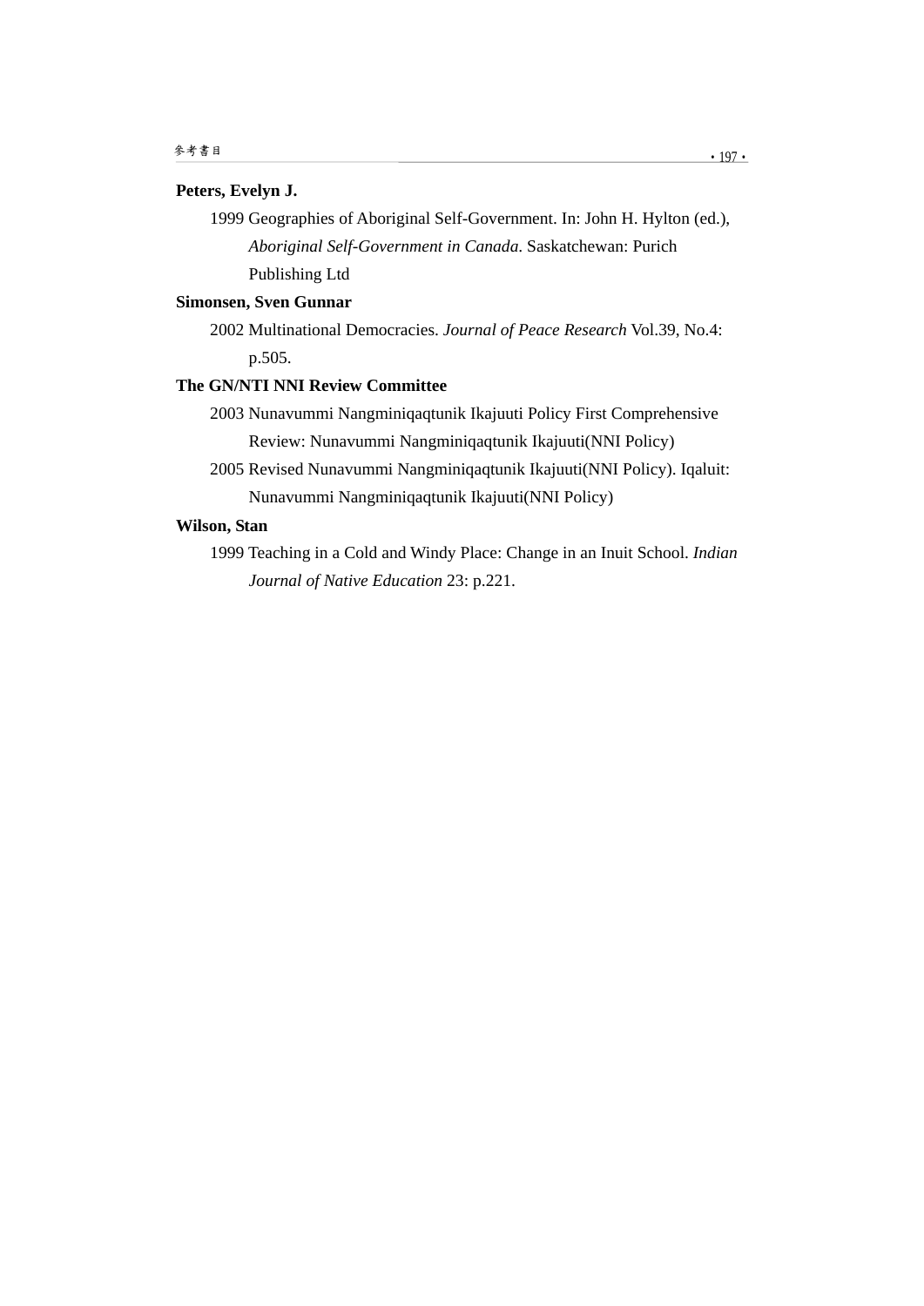**Peters, Evelyn J.**

1999 Geographies of Aboriginal Self-Government. In: John H. Hylton (ed.), *Aboriginal Self-Government in Canada*. Saskatchewan: Purich Publishing Ltd

**Simonsen, Sven Gunnar**

2002 Multinational Democracies. *Journal of Peace Research* Vol.39, No.4: p.505.

**The GN/NTI NNI Review Committee**

2003 Nunavummi Nangminiqaqtunik Ikajuuti Policy First Comprehensive Review: Nunavummi Nangminiqaqtunik Ikajuuti(NNI Policy)

2005 Revised Nunavummi Nangminiqaqtunik Ikajuuti(NNI Policy). Iqaluit: Nunavummi Nangminiqaqtunik Ikajuuti(NNI Policy)

**Wilson, Stan**

1999 Teaching in a Cold and Windy Place: Change in an Inuit School. *Indian Journal of Native Education* 23: p.221.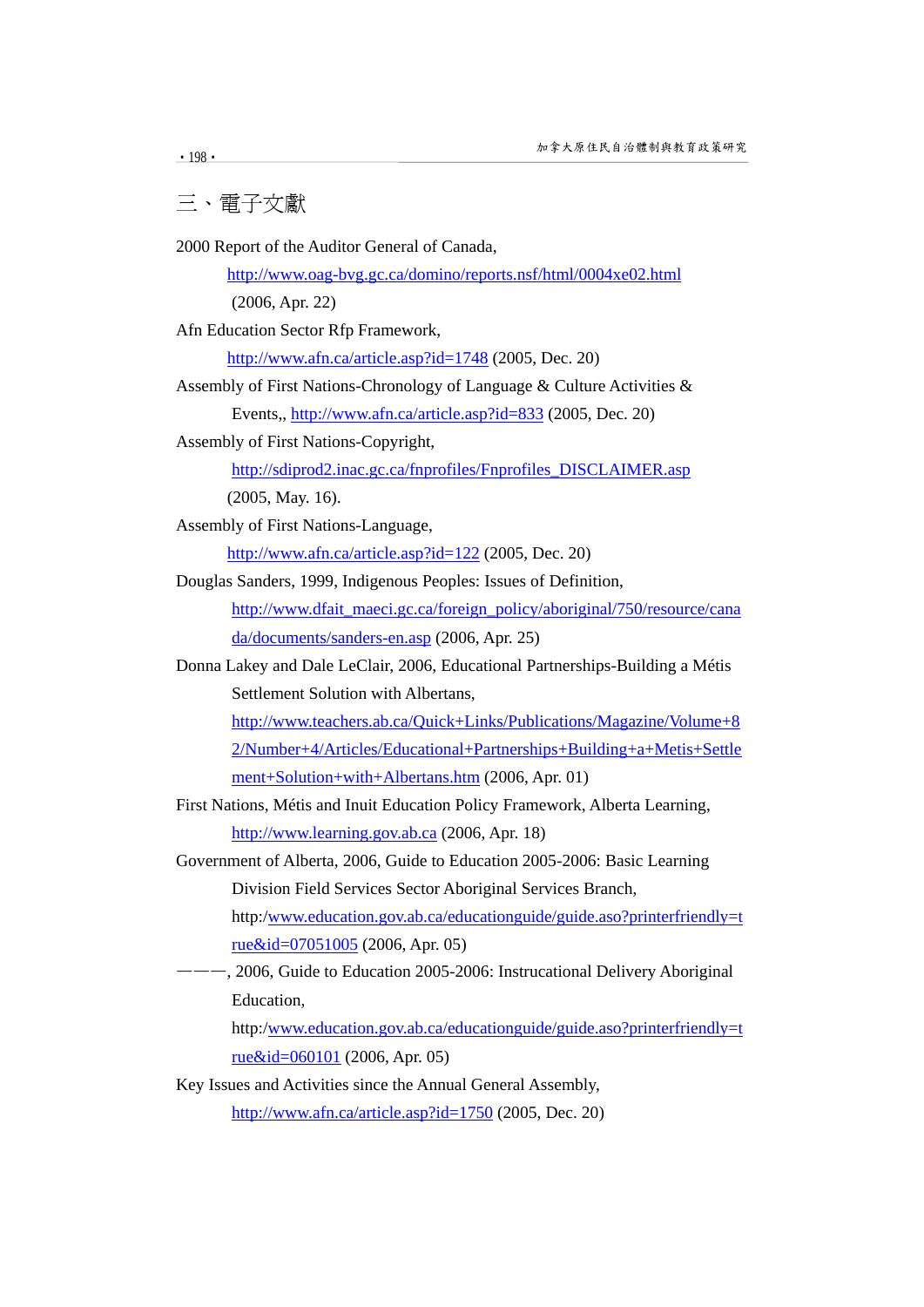## 三、電子文獻

2000 Report of the Auditor General of Canada,
http://www.oag-bvg.gc.ca/domino/reports.nsf/html/0004xe02.html (2006, Apr. 22)

Afn Education Sector Rfp Framework,
http://www.afn.ca/article.asp?id=1748 (2005, Dec. 20)

Assembly of First Nations-Chronology of Language & Culture Activities & Events,, http://www.afn.ca/article.asp?id=833 (2005, Dec. 20)

Assembly of First Nations-Copyright,
http://sdiprod2.inac.gc.ca/fnprofiles/Fnprofiles_DISCLAIMER.asp (2005, May. 16).

Assembly of First Nations-Language,
http://www.afn.ca/article.asp?id=122 (2005, Dec. 20)

Douglas Sanders, 1999, Indigenous Peoples: Issues of Definition,
http://www.dfait_maeci.gc.ca/foreign_policy/aboriginal/750/resource/canada/documents/sanders-en.asp (2006, Apr. 25)

Donna Lakey and Dale LeClair, 2006, Educational Partnerships-Building a Métis Settlement Solution with Albertans,
http://www.teachers.ab.ca/Quick+Links/Publications/Magazine/Volume+82/Number+4/Articles/Educational+Partnerships+Building+a+Metis+Settlement+Solution+with+Albertans.htm (2006, Apr. 01)

First Nations, Métis and Inuit Education Policy Framework, Alberta Learning,
http://www.learning.gov.ab.ca (2006, Apr. 18)

Government of Alberta, 2006, Guide to Education 2005-2006: Basic Learning Division Field Services Sector Aboriginal Services Branch,
http:/www.education.gov.ab.ca/educationguide/guide.aso?printerfriendly=true&id=07051005 (2006, Apr. 05)

———, 2006, Guide to Education 2005-2006: Instrucational Delivery Aboriginal Education,
http:/www.education.gov.ab.ca/educationguide/guide.aso?printerfriendly=true&id=060101 (2006, Apr. 05)

Key Issues and Activities since the Annual General Assembly,
http://www.afn.ca/article.asp?id=1750 (2005, Dec. 20)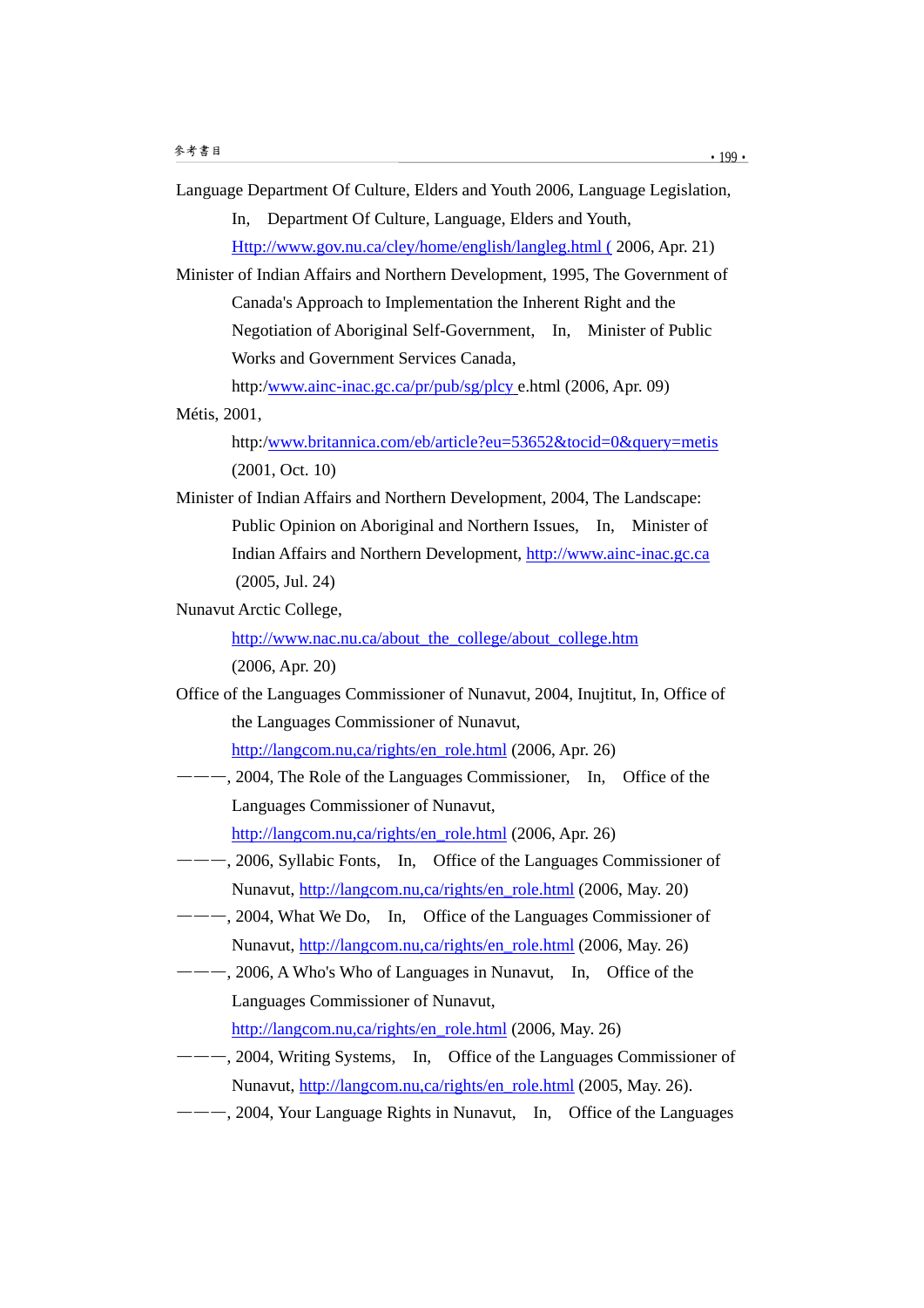Language Department Of Culture, Elders and Youth 2006, Language Legislation, In, Department Of Culture, Language, Elders and Youth, Http://www.gov.nu.ca/cley/home/english/langleg.html ( 2006, Apr. 21)

Minister of Indian Affairs and Northern Development, 1995, The Government of Canada's Approach to Implementation the Inherent Right and the Negotiation of Aboriginal Self-Government, In, Minister of Public Works and Government Services Canada, http:/www.ainc-inac.gc.ca/pr/pub/sg/plcy e.html (2006, Apr. 09)

Métis, 2001, http:/www.britannica.com/eb/article?eu=53652&tocid=0&query=metis (2001, Oct. 10)

Minister of Indian Affairs and Northern Development, 2004, The Landscape: Public Opinion on Aboriginal and Northern Issues, In, Minister of Indian Affairs and Northern Development, http://www.ainc-inac.gc.ca (2005, Jul. 24)

Nunavut Arctic College, http://www.nac.nu.ca/about_the_college/about_college.htm (2006, Apr. 20)

Office of the Languages Commissioner of Nunavut, 2004, Inujtitut, In, Office of the Languages Commissioner of Nunavut, http://langcom.nu,ca/rights/en_role.html (2006, Apr. 26)

———, 2004, The Role of the Languages Commissioner, In, Office of the Languages Commissioner of Nunavut, http://langcom.nu,ca/rights/en_role.html (2006, Apr. 26)

———, 2006, Syllabic Fonts, In, Office of the Languages Commissioner of Nunavut, http://langcom.nu,ca/rights/en_role.html (2006, May. 20)

———, 2004, What We Do, In, Office of the Languages Commissioner of Nunavut, http://langcom.nu,ca/rights/en_role.html (2006, May. 26)

———, 2006, A Who's Who of Languages in Nunavut, In, Office of the Languages Commissioner of Nunavut, http://langcom.nu,ca/rights/en_role.html (2006, May. 26)

———, 2004, Writing Systems, In, Office of the Languages Commissioner of Nunavut, http://langcom.nu,ca/rights/en_role.html (2005, May. 26).

———, 2004, Your Language Rights in Nunavut, In, Office of the Languages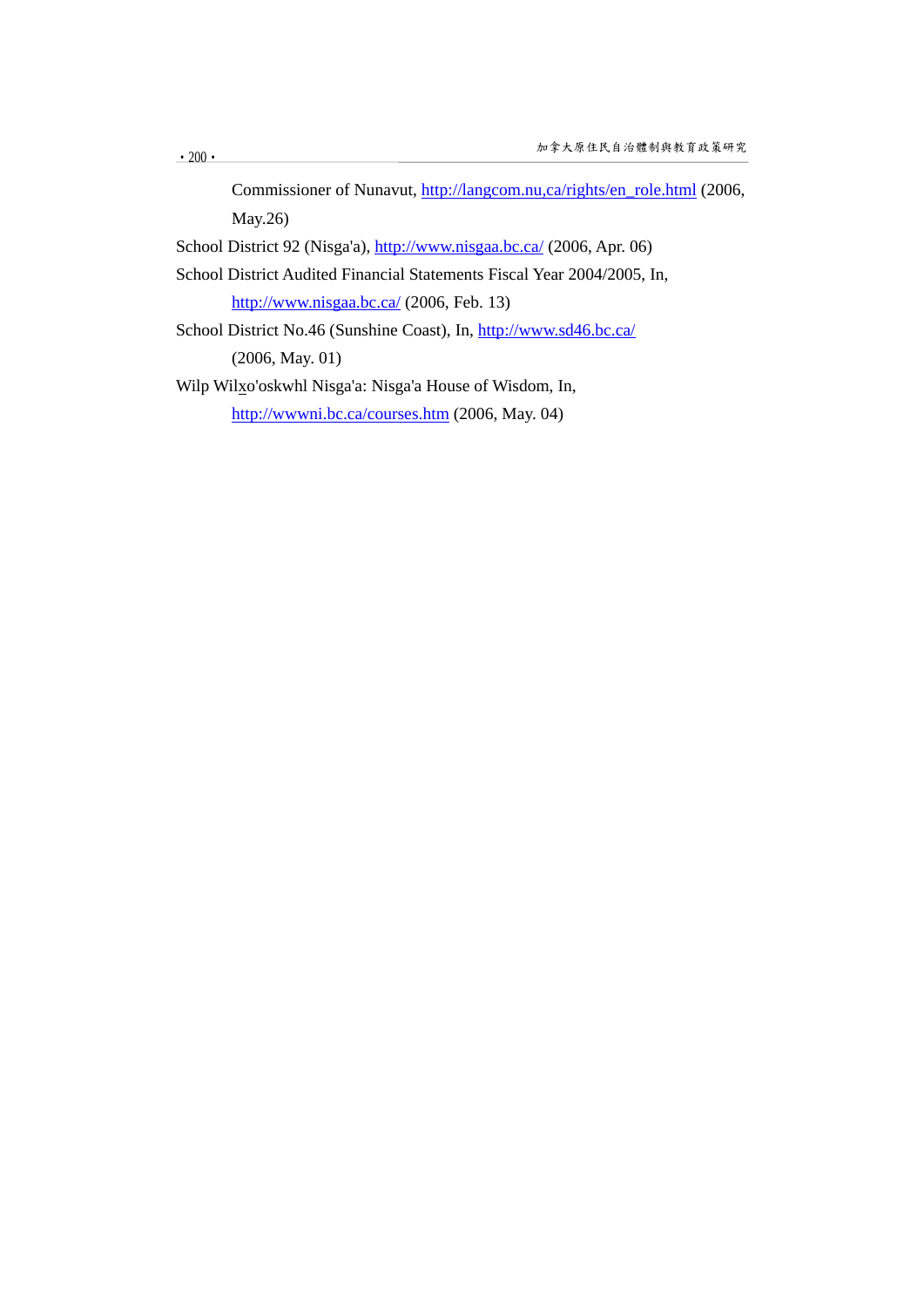Commissioner of Nunavut, http://langcom.nu,ca/rights/en_role.html (2006, May.26)

School District 92 (Nisga'a), http://www.nisgaa.bc.ca/ (2006, Apr. 06)

School District Audited Financial Statements Fiscal Year 2004/2005, In, http://www.nisgaa.bc.ca/ (2006, Feb. 13)

School District No.46 (Sunshine Coast), In, http://www.sd46.bc.ca/ (2006, May. 01)

Wilp Wilxo'oskwhl Nisga'a: Nisga'a House of Wisdom, In, http://wwwni.bc.ca/courses.htm (2006, May. 04)